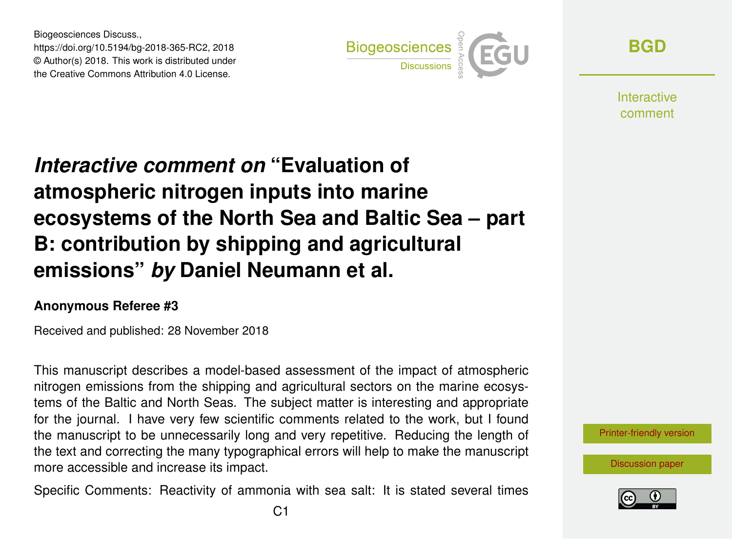# *Interactive comment on* "Evaluation of atmospheric nitrogen inputs into marine ecosystems of the North Sea and Baltic Sea – part B: contribution by shipping and agricultural emissions" *by* Daniel Neumann et al.

**Anonymous Referee #3**

Received and published: 28 November 2018

This manuscript describes a model-based assessment of the impact of atmospheric nitrogen emissions from the shipping and agricultural sectors on the marine ecosystems of the Baltic and North Seas. The subject matter is interesting and appropriate for the journal. I have very few scientific comments related to the work, but I found the manuscript to be unnecessarily long and very repetitive. Reducing the length of the text and correcting the many typographical errors will help to make the manuscript more accessible and increase its impact.

Specific Comments: Reactivity of ammonia with sea salt: It is stated several times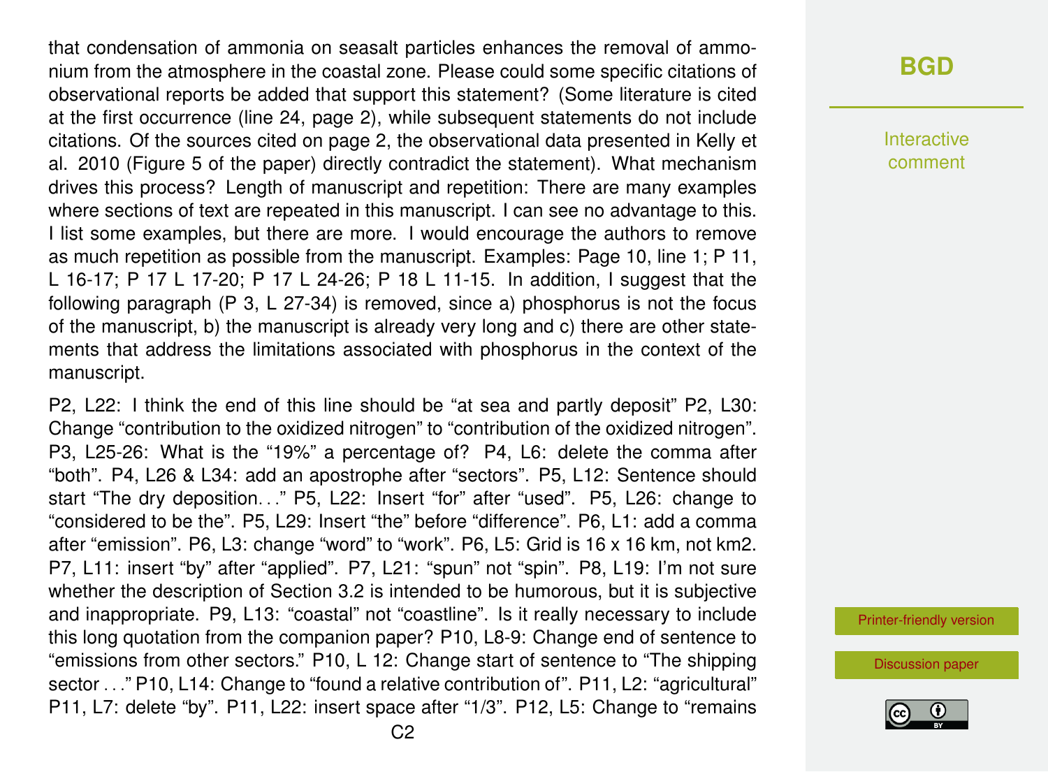that condensation of ammonia on seasalt particles enhances the removal of ammonium from the atmosphere in the coastal zone. Please could some specific citations of observational reports be added that support this statement? (Some literature is cited at the first occurrence (line 24, page 2), while subsequent statements do not include citations. Of the sources cited on page 2, the observational data presented in Kelly et al. 2010 (Figure 5 of the paper) directly contradict the statement). What mechanism drives this process? Length of manuscript and repetition: There are many examples where sections of text are repeated in this manuscript. I can see no advantage to this. I list some examples, but there are more. I would encourage the authors to remove as much repetition as possible from the manuscript. Examples: Page 10, line 1; P 11, L 16-17; P 17 L 17-20; P 17 L 24-26; P 18 L 11-15. In addition, I suggest that the following paragraph (P 3, L 27-34) is removed, since a) phosphorus is not the focus of the manuscript, b) the manuscript is already very long and c) there are other statements that address the limitations associated with phosphorus in the context of the manuscript.

P2, L22: I think the end of this line should be "at sea and partly deposit" P2, L30: Change "contribution to the oxidized nitrogen" to "contribution of the oxidized nitrogen". P3, L25-26: What is the "19%" a percentage of? P4, L6: delete the comma after "both". P4, L26 & L34: add an apostrophe after "sectors". P5, L12: Sentence should start "The dry deposition. . ." P5, L22: Insert "for" after "used". P5, L26: change to "considered to be the". P5, L29: Insert "the" before "difference". P6, L1: add a comma after "emission". P6, L3: change "word" to "work". P6, L5: Grid is 16 x 16 km, not km2. P7, L11: insert "by" after "applied". P7, L21: "spun" not "spin". P8, L19: I'm not sure whether the description of Section 3.2 is intended to be humorous, but it is subjective and inappropriate. P9, L13: "coastal" not "coastline". Is it really necessary to include this long quotation from the companion paper? P10, L8-9: Change end of sentence to "emissions from other sectors." P10, L 12: Change start of sentence to "The shipping sector . . ." P10, L14: Change to "found a relative contribution of". P11, L2: "agricultural" P11, L7: delete "by". P11, L22: insert space after "1/3". P12, L5: Change to "remains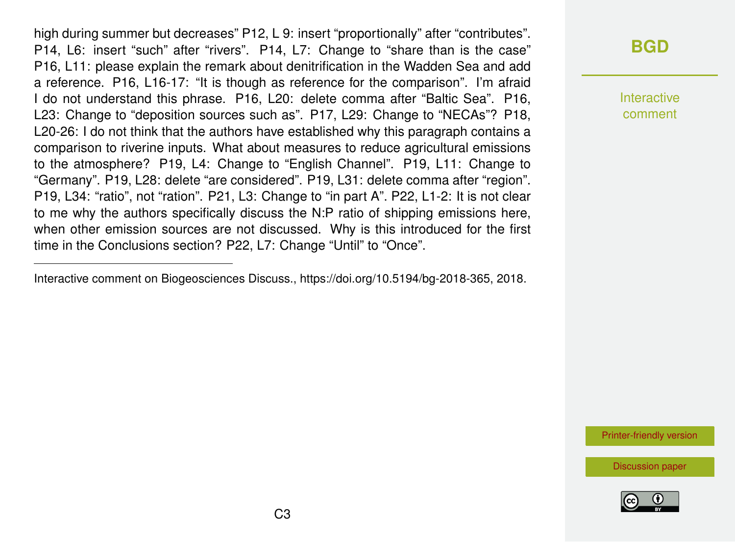high during summer but decreases" P12, L 9: insert "proportionally" after "contributes". P14, L6: insert "such" after "rivers". P14, L7: Change to "share than is the case" P16, L11: please explain the remark about denitrification in the Wadden Sea and add a reference. P16, L16-17: "It is though as reference for the comparison". I'm afraid I do not understand this phrase. P16, L20: delete comma after "Baltic Sea". P16, L23: Change to "deposition sources such as". P17, L29: Change to "NECAs"? P18, L20-26: I do not think that the authors have established why this paragraph contains a comparison to riverine inputs. What about measures to reduce agricultural emissions to the atmosphere? P19, L4: Change to "English Channel". P19, L11: Change to "Germany". P19, L28: delete "are considered". P19, L31: delete comma after "region". P19, L34: "ratio", not "ration". P21, L3: Change to "in part A". P22, L1-2: It is not clear to me why the authors specifically discuss the N:P ratio of shipping emissions here, when other emission sources are not discussed. Why is this introduced for the first time in the Conclusions section? P22, L7: Change "Until" to "Once".

---

Interactive comment on Biogeosciences Discuss., https://doi.org/10.5194/bg-2018-365, 2018.